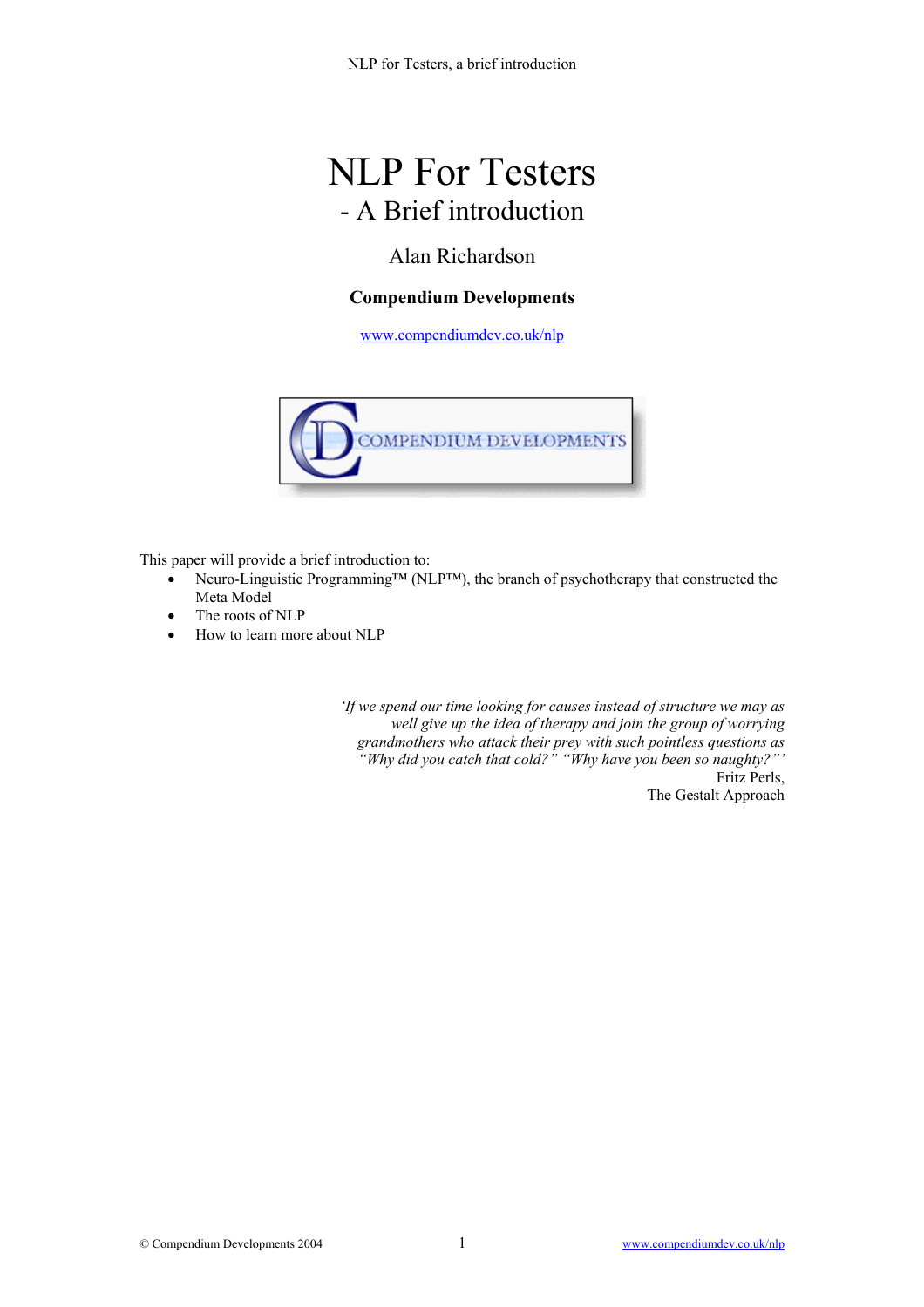# NLP For Testers

## - A Brief introduction

Alan Richardson

**Compendium Developments**

www.compendiumdev.co.uk/nlp

This paper will provide a brief introduction to:

- Neuro-Linguistic Programming™ (NLP™), the branch of psychotherapy that constructed the Meta Model
- The roots of NLP
- How to learn more about NLP

*'If we spend our time looking for causes instead of structure we may as well give up the idea of therapy and join the group of worrying grandmothers who attack their prey with such pointless questions as "Why did you catch that cold?" "Why have you been so naughty?"'*

Fritz Perls,
The Gestalt Approach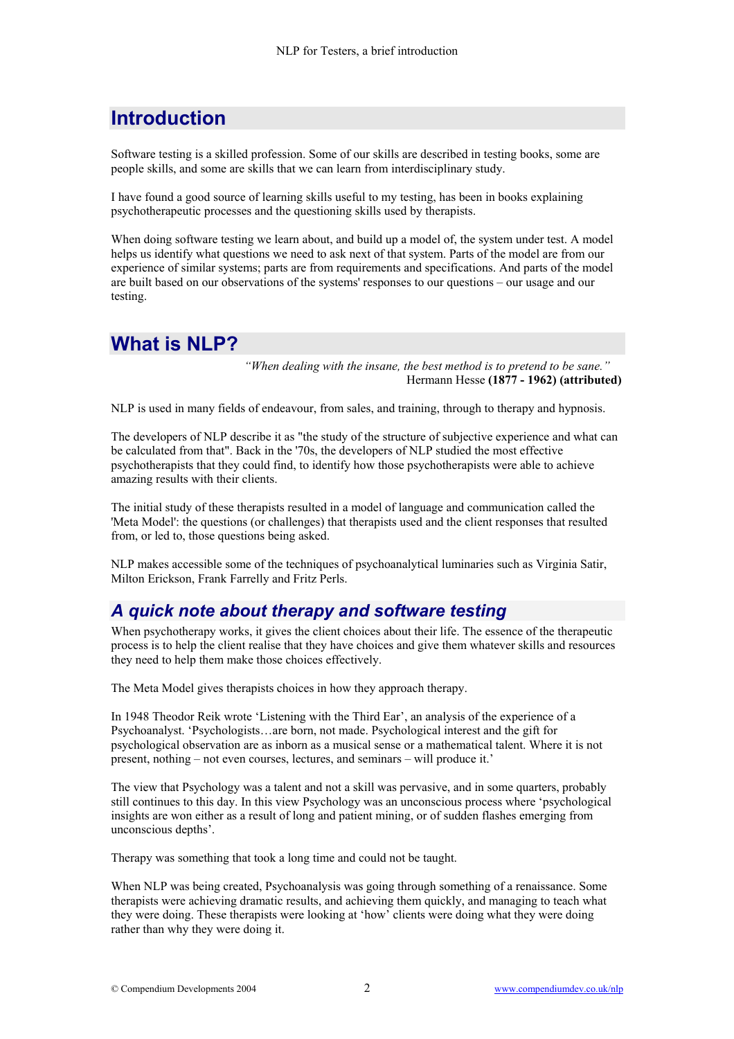## Introduction

Software testing is a skilled profession. Some of our skills are described in testing books, some are people skills, and some are skills that we can learn from interdisciplinary study.

I have found a good source of learning skills useful to my testing, has been in books explaining psychotherapeutic processes and the questioning skills used by therapists.

When doing software testing we learn about, and build up a model of, the system under test. A model helps us identify what questions we need to ask next of that system. Parts of the model are from our experience of similar systems; parts are from requirements and specifications. And parts of the model are built based on our observations of the systems' responses to our questions – our usage and our testing.

## What is NLP?

*"When dealing with the insane, the best method is to pretend to be sane."*
Hermann Hesse **(1877 - 1962) (attributed)**

NLP is used in many fields of endeavour, from sales, and training, through to therapy and hypnosis.

The developers of NLP describe it as "the study of the structure of subjective experience and what can be calculated from that". Back in the '70s, the developers of NLP studied the most effective psychotherapists that they could find, to identify how those psychotherapists were able to achieve amazing results with their clients.

The initial study of these therapists resulted in a model of language and communication called the 'Meta Model': the questions (or challenges) that therapists used and the client responses that resulted from, or led to, those questions being asked.

NLP makes accessible some of the techniques of psychoanalytical luminaries such as Virginia Satir, Milton Erickson, Frank Farrelly and Fritz Perls.

### *A quick note about therapy and software testing*

When psychotherapy works, it gives the client choices about their life. The essence of the therapeutic process is to help the client realise that they have choices and give them whatever skills and resources they need to help them make those choices effectively.

The Meta Model gives therapists choices in how they approach therapy.

In 1948 Theodor Reik wrote 'Listening with the Third Ear', an analysis of the experience of a Psychoanalyst. 'Psychologists…are born, not made. Psychological interest and the gift for psychological observation are as inborn as a musical sense or a mathematical talent. Where it is not present, nothing – not even courses, lectures, and seminars – will produce it.'

The view that Psychology was a talent and not a skill was pervasive, and in some quarters, probably still continues to this day. In this view Psychology was an unconscious process where 'psychological insights are won either as a result of long and patient mining, or of sudden flashes emerging from unconscious depths'.

Therapy was something that took a long time and could not be taught.

When NLP was being created, Psychoanalysis was going through something of a renaissance. Some therapists were achieving dramatic results, and achieving them quickly, and managing to teach what they were doing. These therapists were looking at 'how' clients were doing what they were doing rather than why they were doing it.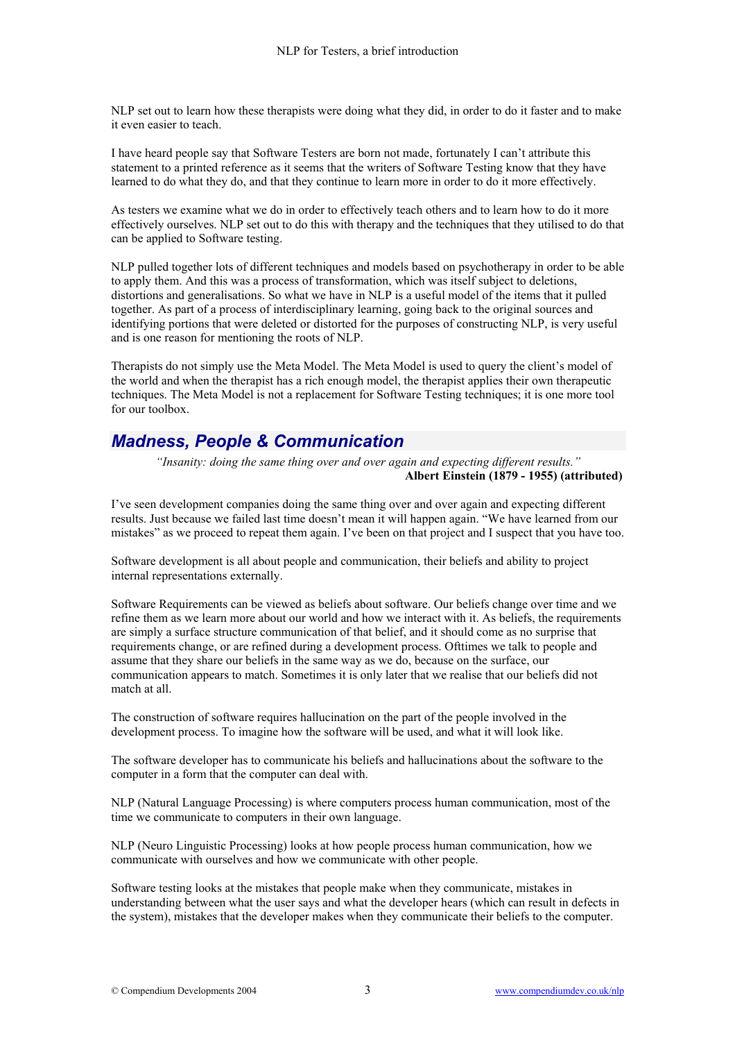NLP set out to learn how these therapists were doing what they did, in order to do it faster and to make it even easier to teach.

I have heard people say that Software Testers are born not made, fortunately I can't attribute this statement to a printed reference as it seems that the writers of Software Testing know that they have learned to do what they do, and that they continue to learn more in order to do it more effectively.

As testers we examine what we do in order to effectively teach others and to learn how to do it more effectively ourselves. NLP set out to do this with therapy and the techniques that they utilised to do that can be applied to Software testing.

NLP pulled together lots of different techniques and models based on psychotherapy in order to be able to apply them. And this was a process of transformation, which was itself subject to deletions, distortions and generalisations. So what we have in NLP is a useful model of the items that it pulled together. As part of a process of interdisciplinary learning, going back to the original sources and identifying portions that were deleted or distorted for the purposes of constructing NLP, is very useful and is one reason for mentioning the roots of NLP.

Therapists do not simply use the Meta Model. The Meta Model is used to query the client's model of the world and when the therapist has a rich enough model, the therapist applies their own therapeutic techniques. The Meta Model is not a replacement for Software Testing techniques; it is one more tool for our toolbox.

## Madness, People & Communication

*"Insanity: doing the same thing over and over again and expecting different results."*
**Albert Einstein (1879 - 1955) (attributed)**

I've seen development companies doing the same thing over and over again and expecting different results. Just because we failed last time doesn't mean it will happen again. "We have learned from our mistakes" as we proceed to repeat them again. I've been on that project and I suspect that you have too.

Software development is all about people and communication, their beliefs and ability to project internal representations externally.

Software Requirements can be viewed as beliefs about software. Our beliefs change over time and we refine them as we learn more about our world and how we interact with it. As beliefs, the requirements are simply a surface structure communication of that belief, and it should come as no surprise that requirements change, or are refined during a development process. Ofttimes we talk to people and assume that they share our beliefs in the same way as we do, because on the surface, our communication appears to match. Sometimes it is only later that we realise that our beliefs did not match at all.

The construction of software requires hallucination on the part of the people involved in the development process. To imagine how the software will be used, and what it will look like.

The software developer has to communicate his beliefs and hallucinations about the software to the computer in a form that the computer can deal with.

NLP (Natural Language Processing) is where computers process human communication, most of the time we communicate to computers in their own language.

NLP (Neuro Linguistic Processing) looks at how people process human communication, how we communicate with ourselves and how we communicate with other people.

Software testing looks at the mistakes that people make when they communicate, mistakes in understanding between what the user says and what the developer hears (which can result in defects in the system), mistakes that the developer makes when they communicate their beliefs to the computer.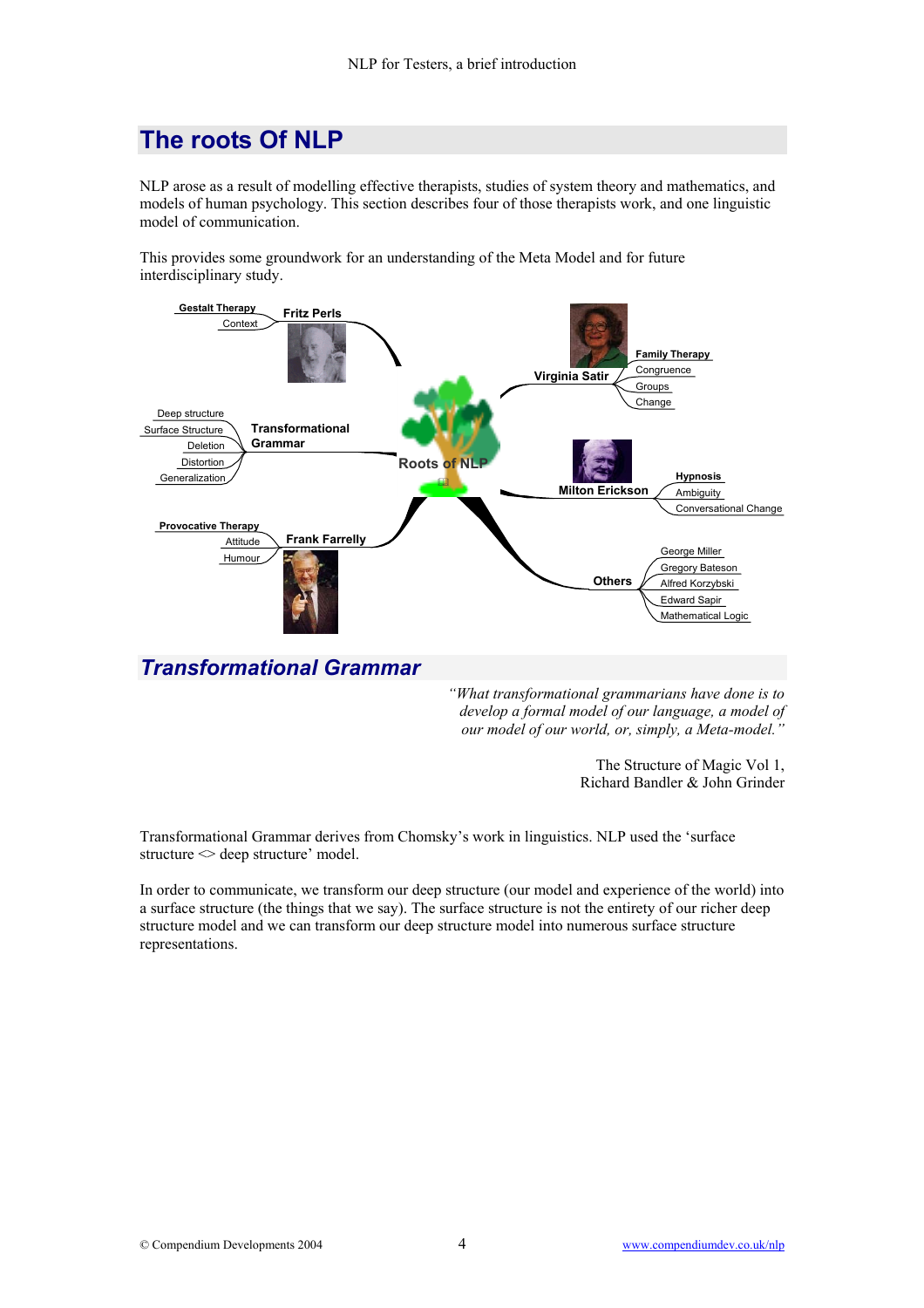# The roots Of NLP

NLP arose as a result of modelling effective therapists, studies of system theory and mathematics, and models of human psychology. This section describes four of those therapists work, and one linguistic model of communication.

This provides some groundwork for an understanding of the Meta Model and for future interdisciplinary study.

- **Roots of NLP**
  - **Fritz Perls**
    - Gestalt Therapy
    - Context
  - **Transformational Grammar**
    - Deep structure
    - Surface Structure
    - Deletion
    - Distortion
    - Generalization
  - **Frank Farrelly**
    - Provocative Therapy
    - Attitude
    - Humour
  - **Virginia Satir**
    - Family Therapy
    - Congruence
    - Groups
    - Change
  - **Milton Erickson**
    - Hypnosis
    - Ambiguity
    - Conversational Change
  - **Others**
    - George Miller
    - Gregory Bateson
    - Alfred Korzybski
    - Edward Sapir
    - Mathematical Logic

## *Transformational Grammar*

> *"What transformational grammarians have done is to develop a formal model of our language, a model of our model of our world, or, simply, a Meta-model."*
>
> The Structure of Magic Vol 1, Richard Bandler & John Grinder

Transformational Grammar derives from Chomsky's work in linguistics. NLP used the 'surface structure <> deep structure' model.

In order to communicate, we transform our deep structure (our model and experience of the world) into a surface structure (the things that we say). The surface structure is not the entirety of our richer deep structure model and we can transform our deep structure model into numerous surface structure representations.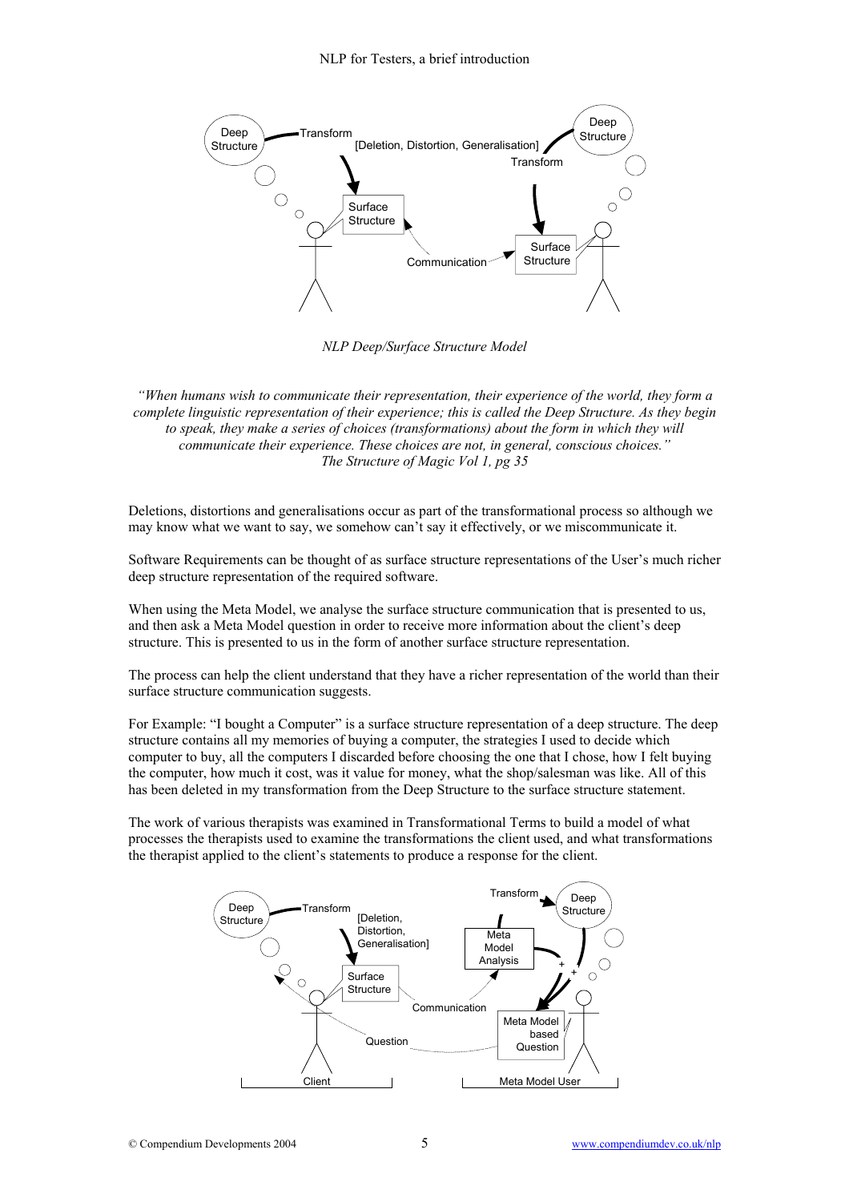*NLP Deep/Surface Structure Model*

> *"When humans wish to communicate their representation, their experience of the world, they form a complete linguistic representation of their experience; this is called the Deep Structure. As they begin to speak, they make a series of choices (transformations) about the form in which they will communicate their experience. These choices are not, in general, conscious choices."*
> *The Structure of Magic Vol 1, pg 35*

Deletions, distortions and generalisations occur as part of the transformational process so although we may know what we want to say, we somehow can't say it effectively, or we miscommunicate it.

Software Requirements can be thought of as surface structure representations of the User's much richer deep structure representation of the required software.

When using the Meta Model, we analyse the surface structure communication that is presented to us, and then ask a Meta Model question in order to receive more information about the client's deep structure. This is presented to us in the form of another surface structure representation.

The process can help the client understand that they have a richer representation of the world than their surface structure communication suggests.

For Example: "I bought a Computer" is a surface structure representation of a deep structure. The deep structure contains all my memories of buying a computer, the strategies I used to decide which computer to buy, all the computers I discarded before choosing the one that I chose, how I felt buying the computer, how much it cost, was it value for money, what the shop/salesman was like. All of this has been deleted in my transformation from the Deep Structure to the surface structure statement.

The work of various therapists was examined in Transformational Terms to build a model of what processes the therapists used to examine the transformations the client used, and what transformations the therapist applied to the client's statements to produce a response for the client.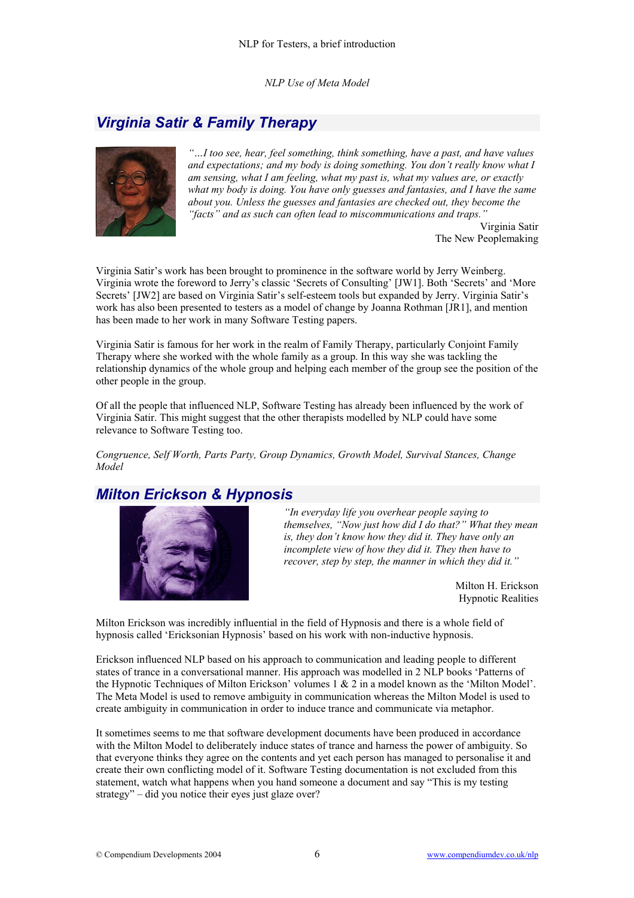*NLP Use of Meta Model*

## Virginia Satir & Family Therapy

*"…I too see, hear, feel something, think something, have a past, and have values and expectations; and my body is doing something. You don't really know what I am sensing, what I am feeling, what my past is, what my values are, or exactly what my body is doing. You have only guesses and fantasies, and I have the same about you. Unless the guesses and fantasies are checked out, they become the "facts" and as such can often lead to miscommunications and traps."*

Virginia Satir
The New Peoplemaking

Virginia Satir's work has been brought to prominence in the software world by Jerry Weinberg. Virginia wrote the foreword to Jerry's classic 'Secrets of Consulting' [JW1]. Both 'Secrets' and 'More Secrets' [JW2] are based on Virginia Satir's self-esteem tools but expanded by Jerry. Virginia Satir's work has also been presented to testers as a model of change by Joanna Rothman [JR1], and mention has been made to her work in many Software Testing papers.

Virginia Satir is famous for her work in the realm of Family Therapy, particularly Conjoint Family Therapy where she worked with the whole family as a group. In this way she was tackling the relationship dynamics of the whole group and helping each member of the group see the position of the other people in the group.

Of all the people that influenced NLP, Software Testing has already been influenced by the work of Virginia Satir. This might suggest that the other therapists modelled by NLP could have some relevance to Software Testing too.

*Congruence, Self Worth, Parts Party, Group Dynamics, Growth Model, Survival Stances, Change Model*

## Milton Erickson & Hypnosis

*"In everyday life you overhear people saying to themselves, "Now just how did I do that?" What they mean is, they don't know how they did it. They have only an incomplete view of how they did it. They then have to recover, step by step, the manner in which they did it."*

Milton H. Erickson
Hypnotic Realities

Milton Erickson was incredibly influential in the field of Hypnosis and there is a whole field of hypnosis called 'Ericksonian Hypnosis' based on his work with non-inductive hypnosis.

Erickson influenced NLP based on his approach to communication and leading people to different states of trance in a conversational manner. His approach was modelled in 2 NLP books 'Patterns of the Hypnotic Techniques of Milton Erickson' volumes 1 & 2 in a model known as the 'Milton Model'. The Meta Model is used to remove ambiguity in communication whereas the Milton Model is used to create ambiguity in communication in order to induce trance and communicate via metaphor.

It sometimes seems to me that software development documents have been produced in accordance with the Milton Model to deliberately induce states of trance and harness the power of ambiguity. So that everyone thinks they agree on the contents and yet each person has managed to personalise it and create their own conflicting model of it. Software Testing documentation is not excluded from this statement, watch what happens when you hand someone a document and say "This is my testing strategy" – did you notice their eyes just glaze over?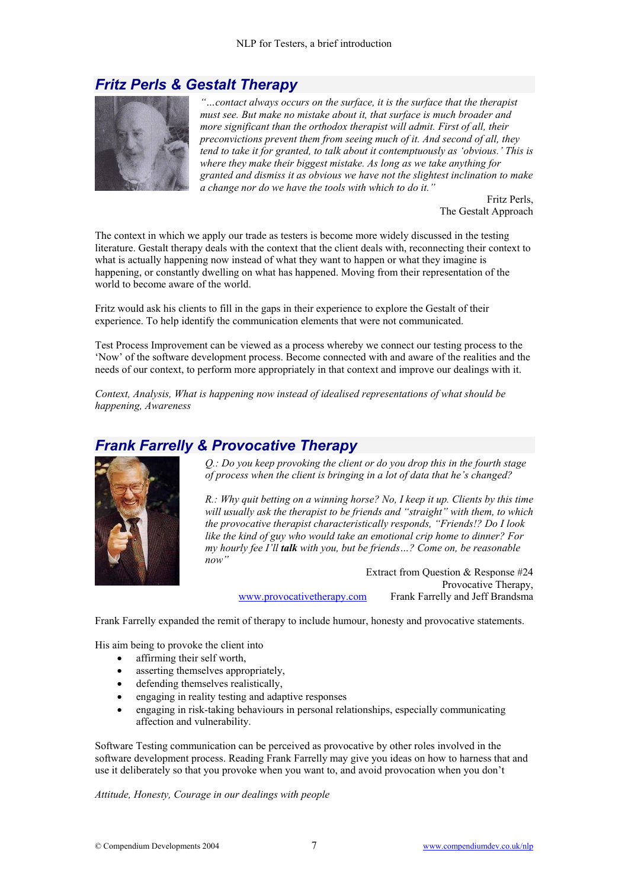## Fritz Perls & Gestalt Therapy

*"…contact always occurs on the surface, it is the surface that the therapist must see. But make no mistake about it, that surface is much broader and more significant than the orthodox therapist will admit. First of all, their preconvictions prevent them from seeing much of it. And second of all, they tend to take it for granted, to talk about it contemptuously as 'obvious.' This is where they make their biggest mistake. As long as we take anything for granted and dismiss it as obvious we have not the slightest inclination to make a change nor do we have the tools with which to do it."*

Fritz Perls,
The Gestalt Approach

The context in which we apply our trade as testers is become more widely discussed in the testing literature. Gestalt therapy deals with the context that the client deals with, reconnecting their context to what is actually happening now instead of what they want to happen or what they imagine is happening, or constantly dwelling on what has happened. Moving from their representation of the world to become aware of the world.

Fritz would ask his clients to fill in the gaps in their experience to explore the Gestalt of their experience. To help identify the communication elements that were not communicated.

Test Process Improvement can be viewed as a process whereby we connect our testing process to the 'Now' of the software development process. Become connected with and aware of the realities and the needs of our context, to perform more appropriately in that context and improve our dealings with it.

*Context, Analysis, What is happening now instead of idealised representations of what should be happening, Awareness*

## Frank Farrelly & Provocative Therapy

*Q.: Do you keep provoking the client or do you drop this in the fourth stage of process when the client is bringing in a lot of data that he's changed?*

*R.: Why quit betting on a winning horse? No, I keep it up. Clients by this time will usually ask the therapist to be friends and "straight" with them, to which the provocative therapist characteristically responds, "Friends!? Do I look like the kind of guy who would take an emotional crip home to dinner? For my hourly fee I'll **talk** with you, but be friends…? Come on, be reasonable now"*

Extract from Question & Response #24
Provocative Therapy,
www.provocativetherapy.com Frank Farrelly and Jeff Brandsma

Frank Farrelly expanded the remit of therapy to include humour, honesty and provocative statements.

His aim being to provoke the client into

- affirming their self worth,
- asserting themselves appropriately,
- defending themselves realistically,
- engaging in reality testing and adaptive responses
- engaging in risk-taking behaviours in personal relationships, especially communicating affection and vulnerability.

Software Testing communication can be perceived as provocative by other roles involved in the software development process. Reading Frank Farrelly may give you ideas on how to harness that and use it deliberately so that you provoke when you want to, and avoid provocation when you don't

*Attitude, Honesty, Courage in our dealings with people*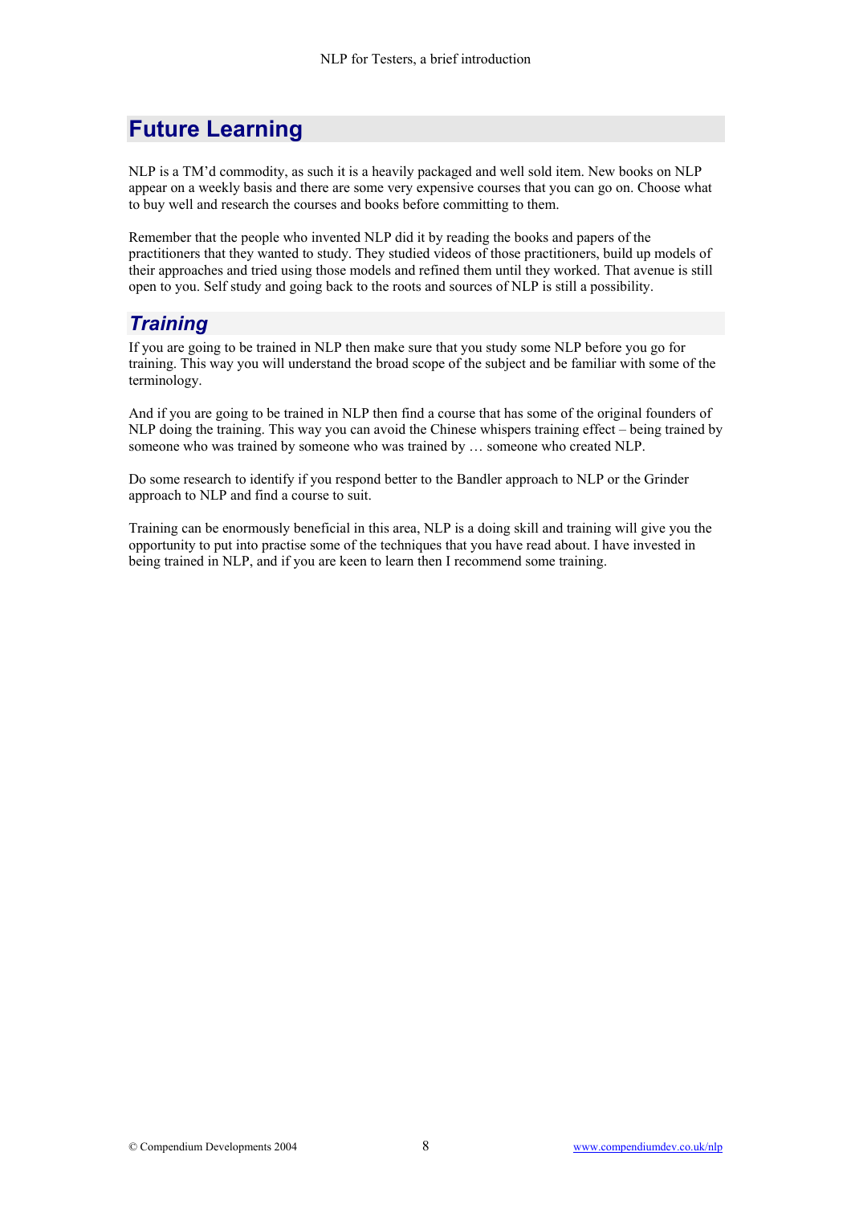# Future Learning

NLP is a TM'd commodity, as such it is a heavily packaged and well sold item. New books on NLP appear on a weekly basis and there are some very expensive courses that you can go on. Choose what to buy well and research the courses and books before committing to them.

Remember that the people who invented NLP did it by reading the books and papers of the practitioners that they wanted to study. They studied videos of those practitioners, build up models of their approaches and tried using those models and refined them until they worked. That avenue is still open to you. Self study and going back to the roots and sources of NLP is still a possibility.

## *Training*

If you are going to be trained in NLP then make sure that you study some NLP before you go for training. This way you will understand the broad scope of the subject and be familiar with some of the terminology.

And if you are going to be trained in NLP then find a course that has some of the original founders of NLP doing the training. This way you can avoid the Chinese whispers training effect – being trained by someone who was trained by someone who was trained by … someone who created NLP.

Do some research to identify if you respond better to the Bandler approach to NLP or the Grinder approach to NLP and find a course to suit.

Training can be enormously beneficial in this area, NLP is a doing skill and training will give you the opportunity to put into practise some of the techniques that you have read about. I have invested in being trained in NLP, and if you are keen to learn then I recommend some training.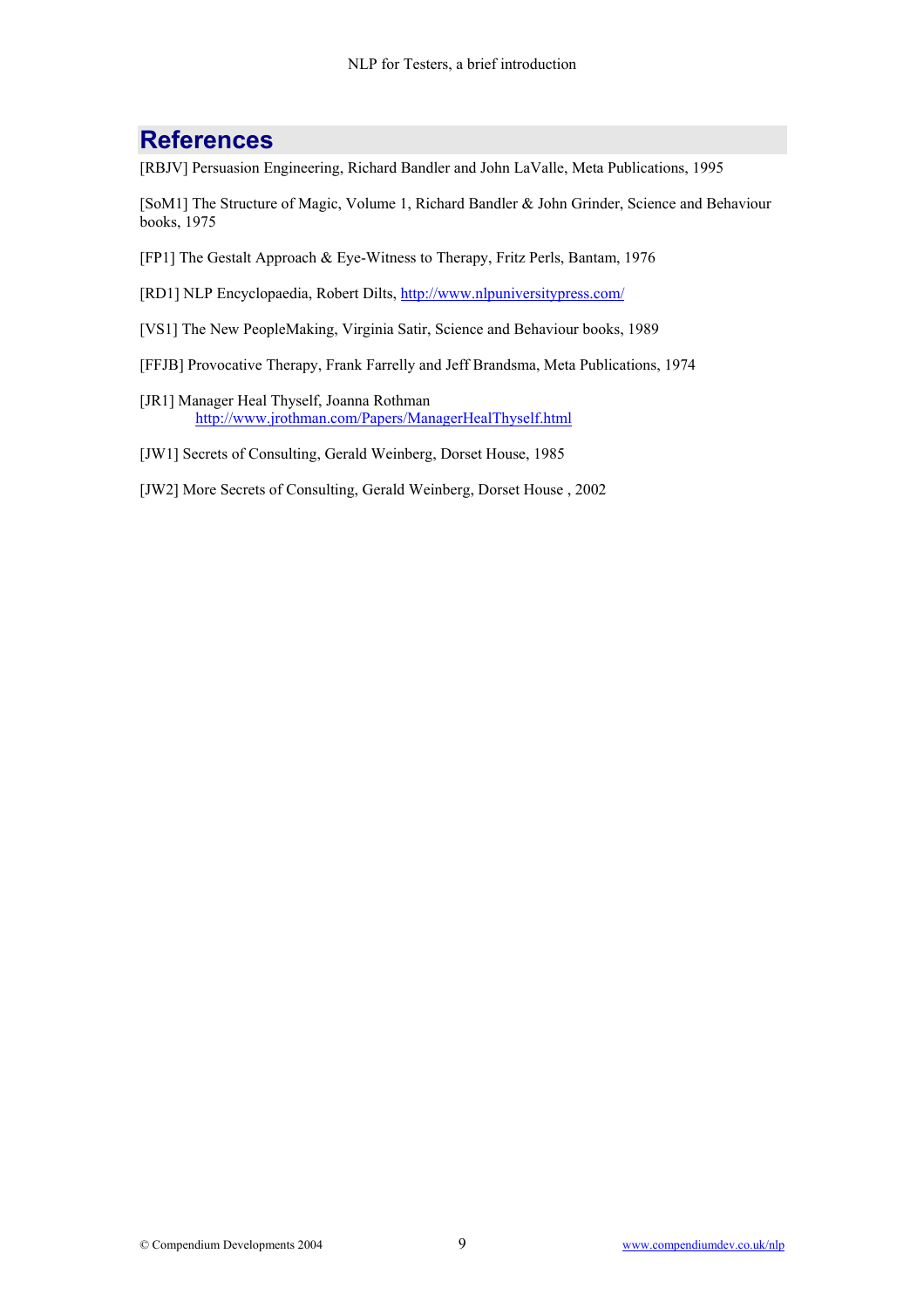# References

[RBJV] Persuasion Engineering, Richard Bandler and John LaValle, Meta Publications, 1995

[SoM1] The Structure of Magic, Volume 1, Richard Bandler & John Grinder, Science and Behaviour books, 1975

[FP1] The Gestalt Approach & Eye-Witness to Therapy, Fritz Perls, Bantam, 1976

[RD1] NLP Encyclopaedia, Robert Dilts, http://www.nlpuniversitypress.com/

[VS1] The New PeopleMaking, Virginia Satir, Science and Behaviour books, 1989

[FFJB] Provocative Therapy, Frank Farrelly and Jeff Brandsma, Meta Publications, 1974

[JR1] Manager Heal Thyself, Joanna Rothman
http://www.jrothman.com/Papers/ManagerHealThyself.html

[JW1] Secrets of Consulting, Gerald Weinberg, Dorset House, 1985

[JW2] More Secrets of Consulting, Gerald Weinberg, Dorset House , 2002